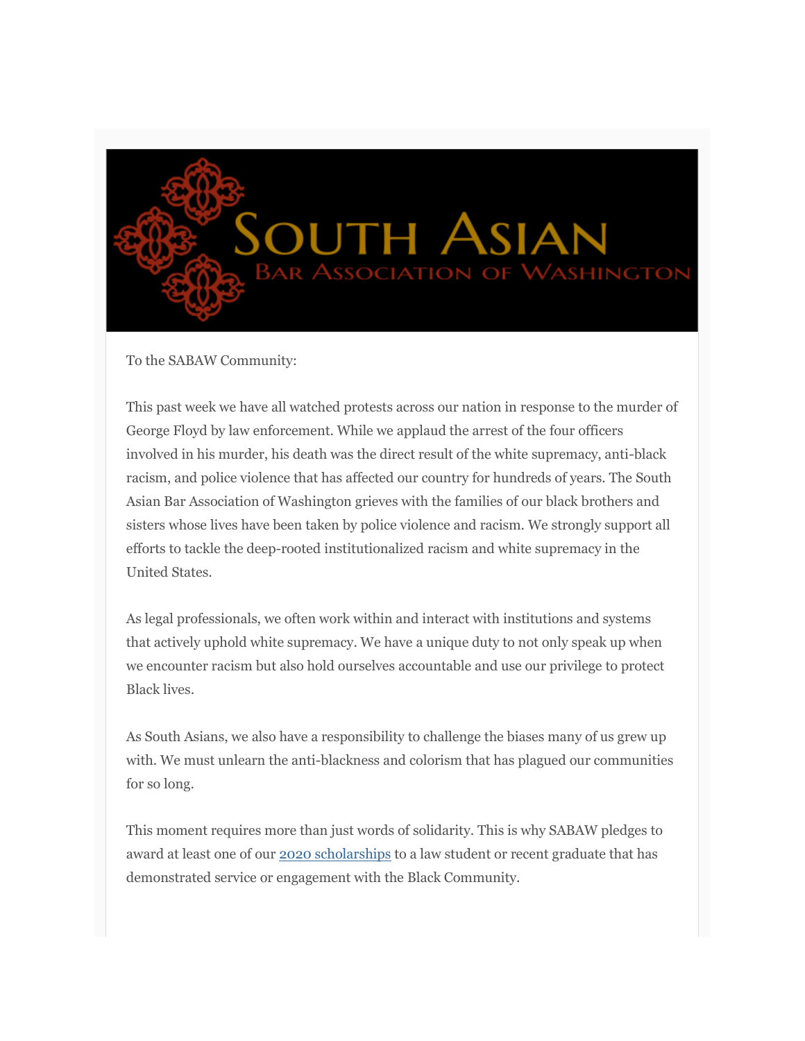# SOUTH ASIAN BAR ASSOCIATION OF WASHINGTON

To the SABAW Community:

This past week we have all watched protests across our nation in response to the murder of George Floyd by law enforcement. While we applaud the arrest of the four officers involved in his murder, his death was the direct result of the white supremacy, anti-black racism, and police violence that has affected our country for hundreds of years. The South Asian Bar Association of Washington grieves with the families of our black brothers and sisters whose lives have been taken by police violence and racism. We strongly support all efforts to tackle the deep-rooted institutionalized racism and white supremacy in the United States.

As legal professionals, we often work within and interact with institutions and systems that actively uphold white supremacy. We have a unique duty to not only speak up when we encounter racism but also hold ourselves accountable and use our privilege to protect Black lives.

As South Asians, we also have a responsibility to challenge the biases many of us grew up with. We must unlearn the anti-blackness and colorism that has plagued our communities for so long.

This moment requires more than just words of solidarity. This is why SABAW pledges to award at least one of our 2020 scholarships to a law student or recent graduate that has demonstrated service or engagement with the Black Community.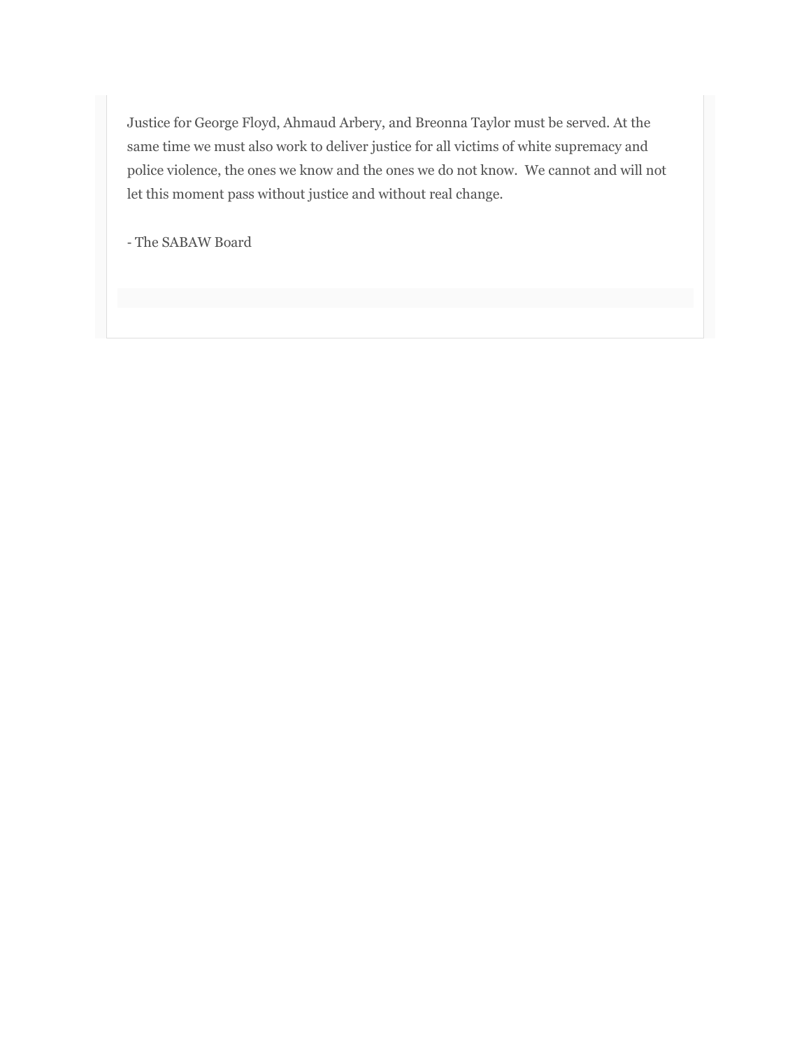Justice for George Floyd, Ahmaud Arbery, and Breonna Taylor must be served. At the same time we must also work to deliver justice for all victims of white supremacy and police violence, the ones we know and the ones we do not know.  We cannot and will not let this moment pass without justice and without real change.

- The SABAW Board